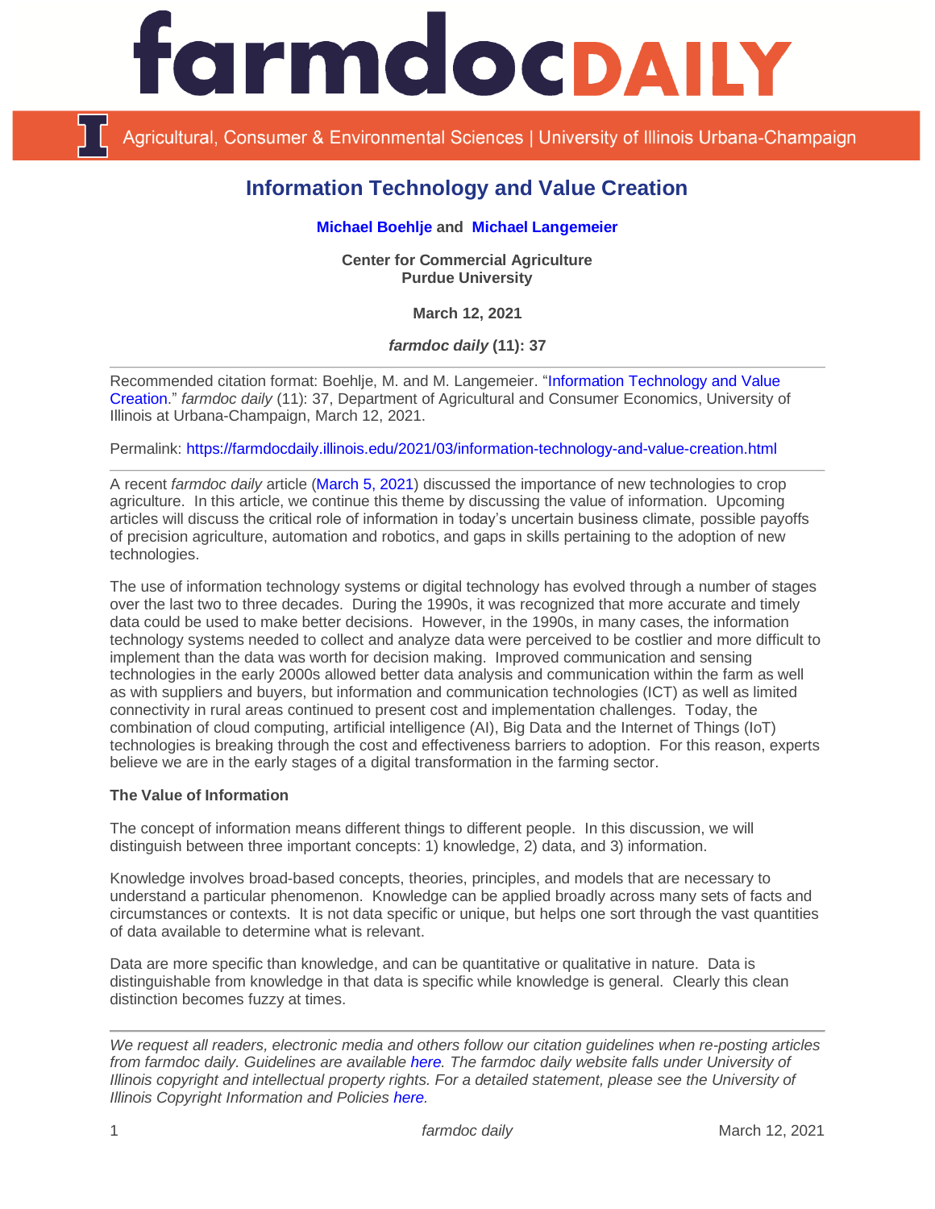# Information Technology and Value Creation

**Michael Boehlje and Michael Langemeier**

**Center for Commercial Agriculture**
**Purdue University**

**March 12, 2021**

***farmdoc daily* (11): 37**

---

Recommended citation format: Boehlje, M. and M. Langemeier. "Information Technology and Value Creation." *farmdoc daily* (11): 37, Department of Agricultural and Consumer Economics, University of Illinois at Urbana-Champaign, March 12, 2021.

Permalink: https://farmdocdaily.illinois.edu/2021/03/information-technology-and-value-creation.html

---

A recent *farmdoc daily* article (March 5, 2021) discussed the importance of new technologies to crop agriculture. In this article, we continue this theme by discussing the value of information. Upcoming articles will discuss the critical role of information in today's uncertain business climate, possible payoffs of precision agriculture, automation and robotics, and gaps in skills pertaining to the adoption of new technologies.

The use of information technology systems or digital technology has evolved through a number of stages over the last two to three decades. During the 1990s, it was recognized that more accurate and timely data could be used to make better decisions. However, in the 1990s, in many cases, the information technology systems needed to collect and analyze data were perceived to be costlier and more difficult to implement than the data was worth for decision making. Improved communication and sensing technologies in the early 2000s allowed better data analysis and communication within the farm as well as with suppliers and buyers, but information and communication technologies (ICT) as well as limited connectivity in rural areas continued to present cost and implementation challenges. Today, the combination of cloud computing, artificial intelligence (AI), Big Data and the Internet of Things (IoT) technologies is breaking through the cost and effectiveness barriers to adoption. For this reason, experts believe we are in the early stages of a digital transformation in the farming sector.

**The Value of Information**

The concept of information means different things to different people. In this discussion, we will distinguish between three important concepts: 1) knowledge, 2) data, and 3) information.

Knowledge involves broad-based concepts, theories, principles, and models that are necessary to understand a particular phenomenon. Knowledge can be applied broadly across many sets of facts and circumstances or contexts. It is not data specific or unique, but helps one sort through the vast quantities of data available to determine what is relevant.

Data are more specific than knowledge, and can be quantitative or qualitative in nature. Data is distinguishable from knowledge in that data is specific while knowledge is general. Clearly this clean distinction becomes fuzzy at times.

---

*We request all readers, electronic media and others follow our citation guidelines when re-posting articles from farmdoc daily. Guidelines are available here. The farmdoc daily website falls under University of Illinois copyright and intellectual property rights. For a detailed statement, please see the University of Illinois Copyright Information and Policies here.*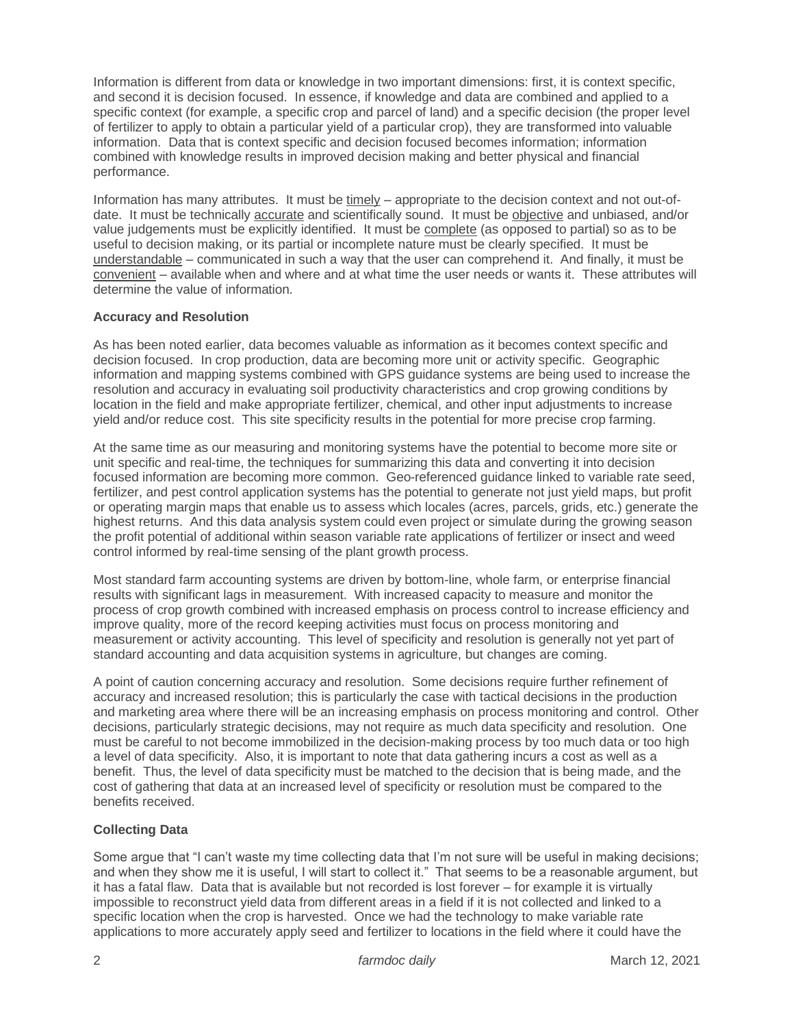Information is different from data or knowledge in two important dimensions: first, it is context specific, and second it is decision focused. In essence, if knowledge and data are combined and applied to a specific context (for example, a specific crop and parcel of land) and a specific decision (the proper level of fertilizer to apply to obtain a particular yield of a particular crop), they are transformed into valuable information. Data that is context specific and decision focused becomes information; information combined with knowledge results in improved decision making and better physical and financial performance.

Information has many attributes. It must be timely – appropriate to the decision context and not out-of-date. It must be technically accurate and scientifically sound. It must be objective and unbiased, and/or value judgements must be explicitly identified. It must be complete (as opposed to partial) so as to be useful to decision making, or its partial or incomplete nature must be clearly specified. It must be understandable – communicated in such a way that the user can comprehend it. And finally, it must be convenient – available when and where and at what time the user needs or wants it. These attributes will determine the value of information.

**Accuracy and Resolution**

As has been noted earlier, data becomes valuable as information as it becomes context specific and decision focused. In crop production, data are becoming more unit or activity specific. Geographic information and mapping systems combined with GPS guidance systems are being used to increase the resolution and accuracy in evaluating soil productivity characteristics and crop growing conditions by location in the field and make appropriate fertilizer, chemical, and other input adjustments to increase yield and/or reduce cost. This site specificity results in the potential for more precise crop farming.

At the same time as our measuring and monitoring systems have the potential to become more site or unit specific and real-time, the techniques for summarizing this data and converting it into decision focused information are becoming more common. Geo-referenced guidance linked to variable rate seed, fertilizer, and pest control application systems has the potential to generate not just yield maps, but profit or operating margin maps that enable us to assess which locales (acres, parcels, grids, etc.) generate the highest returns. And this data analysis system could even project or simulate during the growing season the profit potential of additional within season variable rate applications of fertilizer or insect and weed control informed by real-time sensing of the plant growth process.

Most standard farm accounting systems are driven by bottom-line, whole farm, or enterprise financial results with significant lags in measurement. With increased capacity to measure and monitor the process of crop growth combined with increased emphasis on process control to increase efficiency and improve quality, more of the record keeping activities must focus on process monitoring and measurement or activity accounting. This level of specificity and resolution is generally not yet part of standard accounting and data acquisition systems in agriculture, but changes are coming.

A point of caution concerning accuracy and resolution. Some decisions require further refinement of accuracy and increased resolution; this is particularly the case with tactical decisions in the production and marketing area where there will be an increasing emphasis on process monitoring and control. Other decisions, particularly strategic decisions, may not require as much data specificity and resolution. One must be careful to not become immobilized in the decision-making process by too much data or too high a level of data specificity. Also, it is important to note that data gathering incurs a cost as well as a benefit. Thus, the level of data specificity must be matched to the decision that is being made, and the cost of gathering that data at an increased level of specificity or resolution must be compared to the benefits received.

**Collecting Data**

Some argue that "I can't waste my time collecting data that I'm not sure will be useful in making decisions; and when they show me it is useful, I will start to collect it." That seems to be a reasonable argument, but it has a fatal flaw. Data that is available but not recorded is lost forever – for example it is virtually impossible to reconstruct yield data from different areas in a field if it is not collected and linked to a specific location when the crop is harvested. Once we had the technology to make variable rate applications to more accurately apply seed and fertilizer to locations in the field where it could have the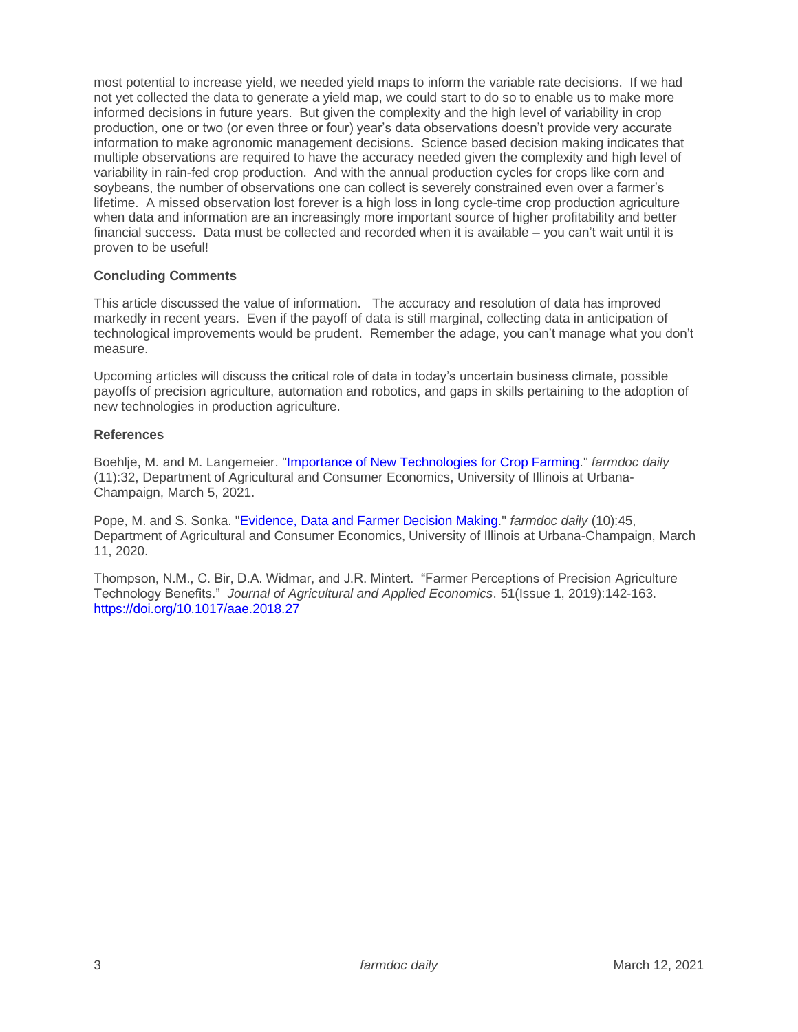most potential to increase yield, we needed yield maps to inform the variable rate decisions. If we had not yet collected the data to generate a yield map, we could start to do so to enable us to make more informed decisions in future years. But given the complexity and the high level of variability in crop production, one or two (or even three or four) year's data observations doesn't provide very accurate information to make agronomic management decisions. Science based decision making indicates that multiple observations are required to have the accuracy needed given the complexity and high level of variability in rain-fed crop production. And with the annual production cycles for crops like corn and soybeans, the number of observations one can collect is severely constrained even over a farmer's lifetime. A missed observation lost forever is a high loss in long cycle-time crop production agriculture when data and information are an increasingly more important source of higher profitability and better financial success. Data must be collected and recorded when it is available – you can't wait until it is proven to be useful!

### Concluding Comments

This article discussed the value of information. The accuracy and resolution of data has improved markedly in recent years. Even if the payoff of data is still marginal, collecting data in anticipation of technological improvements would be prudent. Remember the adage, you can't manage what you don't measure.

Upcoming articles will discuss the critical role of data in today's uncertain business climate, possible payoffs of precision agriculture, automation and robotics, and gaps in skills pertaining to the adoption of new technologies in production agriculture.

### References

Boehlje, M. and M. Langemeier. "Importance of New Technologies for Crop Farming." *farmdoc daily* (11):32, Department of Agricultural and Consumer Economics, University of Illinois at Urbana-Champaign, March 5, 2021.

Pope, M. and S. Sonka. "Evidence, Data and Farmer Decision Making." *farmdoc daily* (10):45, Department of Agricultural and Consumer Economics, University of Illinois at Urbana-Champaign, March 11, 2020.

Thompson, N.M., C. Bir, D.A. Widmar, and J.R. Mintert. "Farmer Perceptions of Precision Agriculture Technology Benefits." *Journal of Agricultural and Applied Economics*. 51(Issue 1, 2019):142-163. https://doi.org/10.1017/aae.2018.27